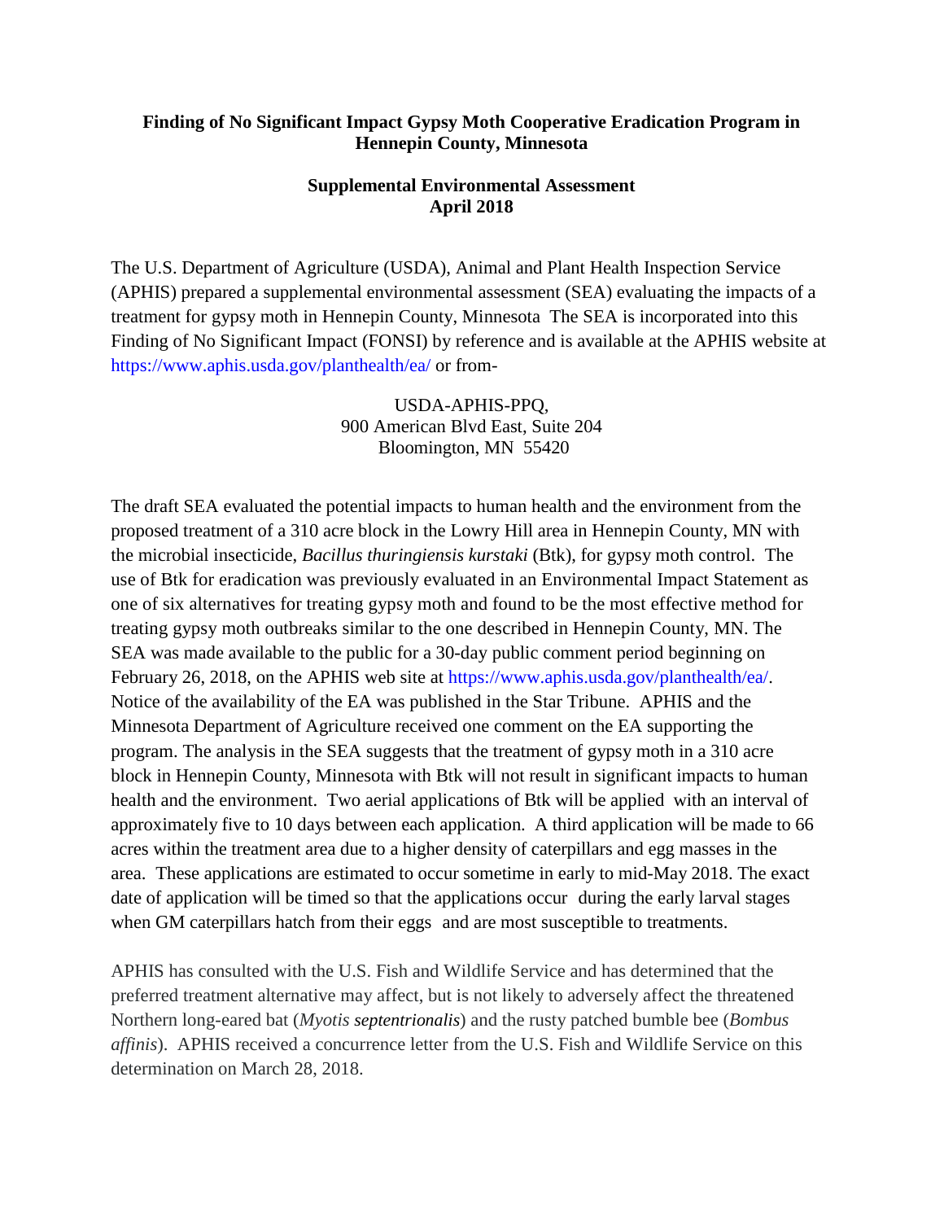**Finding of No Significant Impact Gypsy Moth Cooperative Eradication Program in Hennepin County, Minnesota**

**Supplemental Environmental Assessment**
**April 2018**

The U.S. Department of Agriculture (USDA), Animal and Plant Health Inspection Service (APHIS) prepared a supplemental environmental assessment (SEA) evaluating the impacts of a treatment for gypsy moth in Hennepin County, Minnesota The SEA is incorporated into this Finding of No Significant Impact (FONSI) by reference and is available at the APHIS website at https://www.aphis.usda.gov/planthealth/ea/ or from-

USDA-APHIS-PPQ,
900 American Blvd East, Suite 204
Bloomington, MN 55420

The draft SEA evaluated the potential impacts to human health and the environment from the proposed treatment of a 310 acre block in the Lowry Hill area in Hennepin County, MN with the microbial insecticide, *Bacillus thuringiensis kurstaki* (Btk), for gypsy moth control. The use of Btk for eradication was previously evaluated in an Environmental Impact Statement as one of six alternatives for treating gypsy moth and found to be the most effective method for treating gypsy moth outbreaks similar to the one described in Hennepin County, MN. The SEA was made available to the public for a 30-day public comment period beginning on February 26, 2018, on the APHIS web site at https://www.aphis.usda.gov/planthealth/ea/. Notice of the availability of the EA was published in the Star Tribune. APHIS and the Minnesota Department of Agriculture received one comment on the EA supporting the program. The analysis in the SEA suggests that the treatment of gypsy moth in a 310 acre block in Hennepin County, Minnesota with Btk will not result in significant impacts to human health and the environment. Two aerial applications of Btk will be applied with an interval of approximately five to 10 days between each application. A third application will be made to 66 acres within the treatment area due to a higher density of caterpillars and egg masses in the area. These applications are estimated to occur sometime in early to mid-May 2018. The exact date of application will be timed so that the applications occur during the early larval stages when GM caterpillars hatch from their eggs and are most susceptible to treatments.

APHIS has consulted with the U.S. Fish and Wildlife Service and has determined that the preferred treatment alternative may affect, but is not likely to adversely affect the threatened Northern long-eared bat (*Myotis septentrionalis*) and the rusty patched bumble bee (*Bombus affinis*). APHIS received a concurrence letter from the U.S. Fish and Wildlife Service on this determination on March 28, 2018.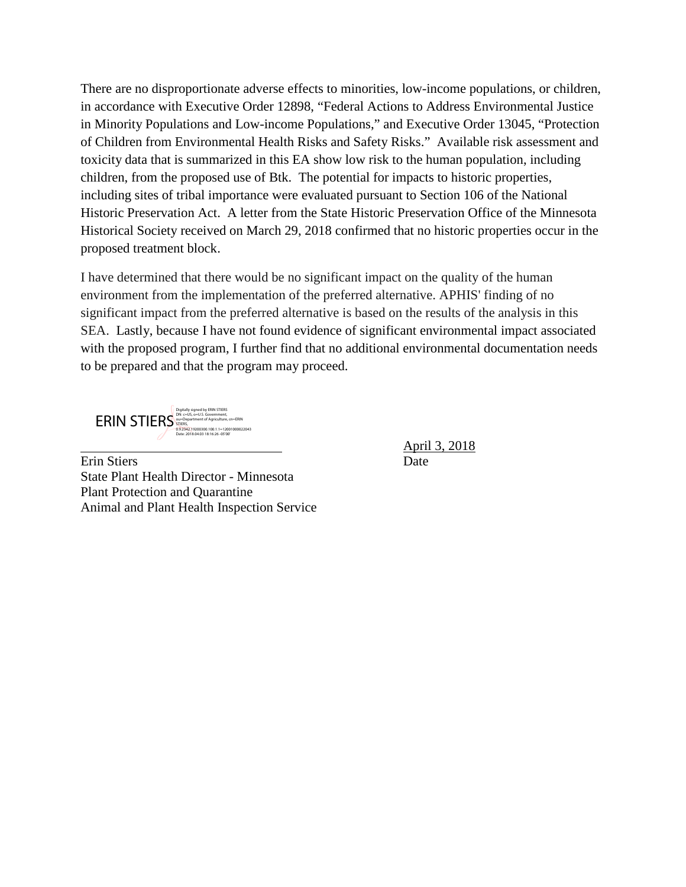There are no disproportionate adverse effects to minorities, low-income populations, or children, in accordance with Executive Order 12898, "Federal Actions to Address Environmental Justice in Minority Populations and Low-income Populations," and Executive Order 13045, "Protection of Children from Environmental Health Risks and Safety Risks." Available risk assessment and toxicity data that is summarized in this EA show low risk to the human population, including children, from the proposed use of Btk. The potential for impacts to historic properties, including sites of tribal importance were evaluated pursuant to Section 106 of the National Historic Preservation Act. A letter from the State Historic Preservation Office of the Minnesota Historical Society received on March 29, 2018 confirmed that no historic properties occur in the proposed treatment block.

I have determined that there would be no significant impact on the quality of the human environment from the implementation of the preferred alternative. APHIS' finding of no significant impact from the preferred alternative is based on the results of the analysis in this SEA. Lastly, because I have not found evidence of significant environmental impact associated with the proposed program, I further find that no additional environmental documentation needs to be prepared and that the program may proceed.

ERIN STIERS

Digitally signed by ERIN STIERS
DN: c=US, o=U.S. Government, ou=Department of Agriculture, cn=ERIN STIERS, 0.9.2342.19200300.100.1.1=12001000022043
Date: 2018.04.03 18:16:26 -05'00'

Erin Stiers
State Plant Health Director - Minnesota
Plant Protection and Quarantine
Animal and Plant Health Inspection Service

April 3, 2018
Date